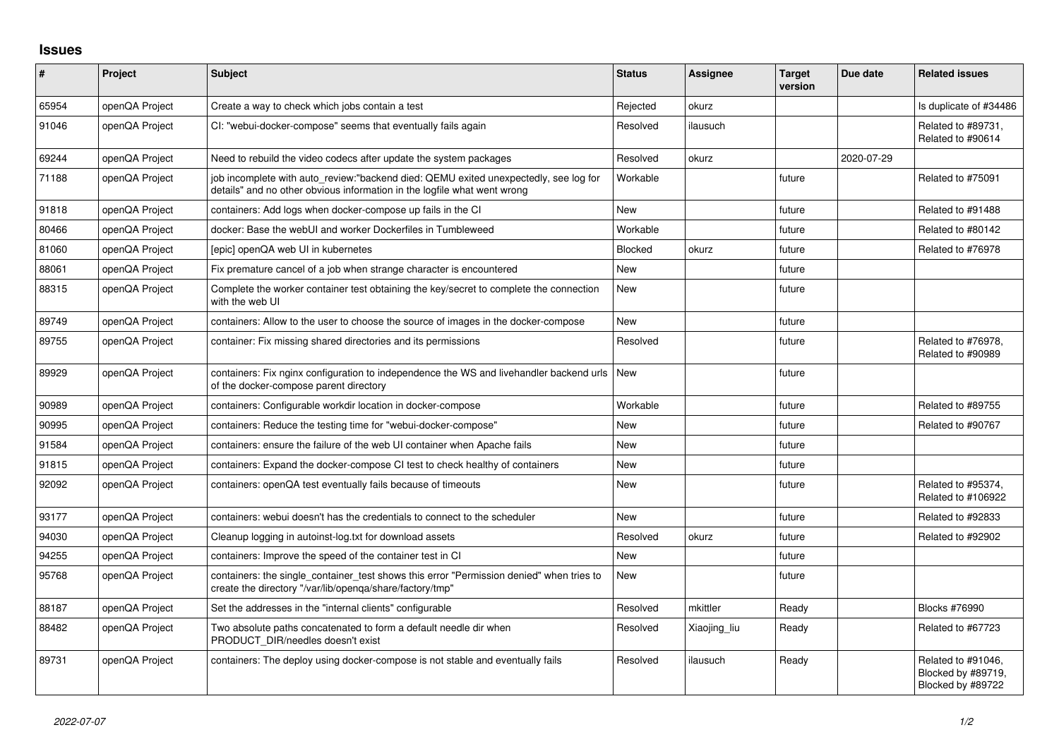## Issues

| # | Project | Subject | Status | Assignee | Target version | Due date | Related issues |
|---|---|---|---|---|---|---|---|
| 65954 | openQA Project | Create a way to check which jobs contain a test | Rejected | okurz | | | Is duplicate of #34486 |
| 91046 | openQA Project | CI: "webui-docker-compose" seems that eventually fails again | Resolved | ilausuch | | | Related to #89731, Related to #90614 |
| 69244 | openQA Project | Need to rebuild the video codecs after update the system packages | Resolved | okurz | | 2020-07-29 | |
| 71188 | openQA Project | job incomplete with auto_review:"backend died: QEMU exited unexpectedly, see log for details" and no other obvious information in the logfile what went wrong | Workable | | future | | Related to #75091 |
| 91818 | openQA Project | containers: Add logs when docker-compose up fails in the CI | New | | future | | Related to #91488 |
| 80466 | openQA Project | docker: Base the webUI and worker Dockerfiles in Tumbleweed | Workable | | future | | Related to #80142 |
| 81060 | openQA Project | [epic] openQA web UI in kubernetes | Blocked | okurz | future | | Related to #76978 |
| 88061 | openQA Project | Fix premature cancel of a job when strange character is encountered | New | | future | | |
| 88315 | openQA Project | Complete the worker container test obtaining the key/secret to complete the connection with the web UI | New | | future | | |
| 89749 | openQA Project | containers: Allow to the user to choose the source of images in the docker-compose | New | | future | | |
| 89755 | openQA Project | container: Fix missing shared directories and its permissions | Resolved | | future | | Related to #76978, Related to #90989 |
| 89929 | openQA Project | containers: Fix nginx configuration to independence the WS and livehandler backend urls of the docker-compose parent directory | New | | future | | |
| 90989 | openQA Project | containers: Configurable workdir location in docker-compose | Workable | | future | | Related to #89755 |
| 90995 | openQA Project | containers: Reduce the testing time for "webui-docker-compose" | New | | future | | Related to #90767 |
| 91584 | openQA Project | containers: ensure the failure of the web UI container when Apache fails | New | | future | | |
| 91815 | openQA Project | containers: Expand the docker-compose CI test to check healthy of containers | New | | future | | |
| 92092 | openQA Project | containers: openQA test eventually fails because of timeouts | New | | future | | Related to #95374, Related to #106922 |
| 93177 | openQA Project | containers: webui doesn't has the credentials to connect to the scheduler | New | | future | | Related to #92833 |
| 94030 | openQA Project | Cleanup logging in autoinst-log.txt for download assets | Resolved | okurz | future | | Related to #92902 |
| 94255 | openQA Project | containers: Improve the speed of the container test in CI | New | | future | | |
| 95768 | openQA Project | containers: the single_container_test shows this error "Permission denied" when tries to create the directory "/var/lib/openqa/share/factory/tmp" | New | | future | | |
| 88187 | openQA Project | Set the addresses in the "internal clients" configurable | Resolved | mkittler | Ready | | Blocks #76990 |
| 88482 | openQA Project | Two absolute paths concatenated to form a default needle dir when PRODUCT_DIR/needles doesn't exist | Resolved | Xiaojing_liu | Ready | | Related to #67723 |
| 89731 | openQA Project | containers: The deploy using docker-compose is not stable and eventually fails | Resolved | ilausuch | Ready | | Related to #91046, Blocked by #89719, Blocked by #89722 |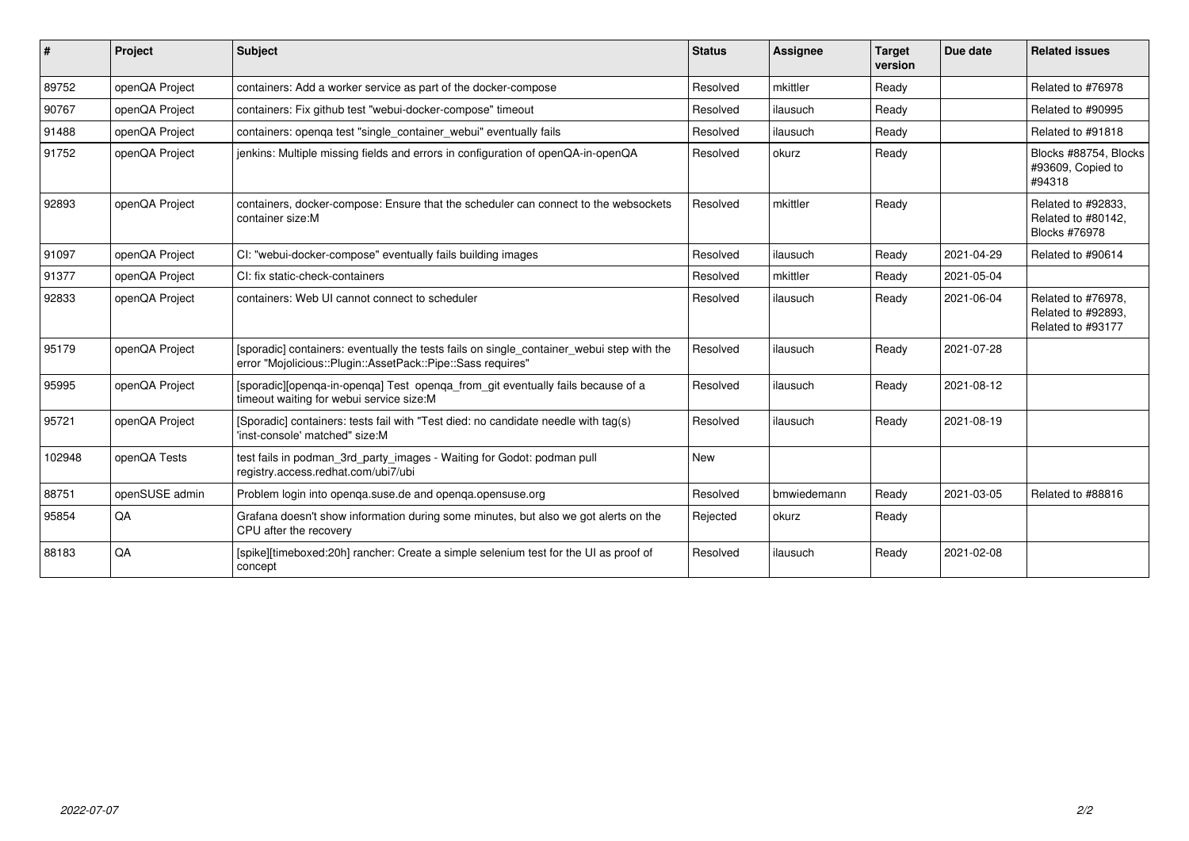| # | Project | Subject | Status | Assignee | Target version | Due date | Related issues |
|---|---|---|---|---|---|---|---|
| 89752 | openQA Project | containers: Add a worker service as part of the docker-compose | Resolved | mkittler | Ready | | Related to #76978 |
| 90767 | openQA Project | containers: Fix github test "webui-docker-compose" timeout | Resolved | ilausuch | Ready | | Related to #90995 |
| 91488 | openQA Project | containers: openqa test "single_container_webui" eventually fails | Resolved | ilausuch | Ready | | Related to #91818 |
| 91752 | openQA Project | jenkins: Multiple missing fields and errors in configuration of openQA-in-openQA | Resolved | okurz | Ready | | Blocks #88754, Blocks #93609, Copied to #94318 |
| 92893 | openQA Project | containers, docker-compose: Ensure that the scheduler can connect to the websockets container size:M | Resolved | mkittler | Ready | | Related to #92833, Related to #80142, Blocks #76978 |
| 91097 | openQA Project | CI: "webui-docker-compose" eventually fails building images | Resolved | ilausuch | Ready | 2021-04-29 | Related to #90614 |
| 91377 | openQA Project | CI: fix static-check-containers | Resolved | mkittler | Ready | 2021-05-04 | |
| 92833 | openQA Project | containers: Web UI cannot connect to scheduler | Resolved | ilausuch | Ready | 2021-06-04 | Related to #76978, Related to #92893, Related to #93177 |
| 95179 | openQA Project | [sporadic] containers: eventually the tests fails on single_container_webui step with the error "Mojolicious::Plugin::AssetPack::Pipe::Sass requires" | Resolved | ilausuch | Ready | 2021-07-28 | |
| 95995 | openQA Project | [sporadic][openqa-in-openqa] Test openqa_from_git eventually fails because of a timeout waiting for webui service size:M | Resolved | ilausuch | Ready | 2021-08-12 | |
| 95721 | openQA Project | [Sporadic] containers: tests fail with "Test died: no candidate needle with tag(s) 'inst-console' matched" size:M | Resolved | ilausuch | Ready | 2021-08-19 | |
| 102948 | openQA Tests | test fails in podman_3rd_party_images - Waiting for Godot: podman pull registry.access.redhat.com/ubi7/ubi | New | | | | |
| 88751 | openSUSE admin | Problem login into openqa.suse.de and openqa.opensuse.org | Resolved | bmwiedemann | Ready | 2021-03-05 | Related to #88816 |
| 95854 | QA | Grafana doesn't show information during some minutes, but also we got alerts on the CPU after the recovery | Rejected | okurz | Ready | | |
| 88183 | QA | [spike][timeboxed:20h] rancher: Create a simple selenium test for the UI as proof of concept | Resolved | ilausuch | Ready | 2021-02-08 | |